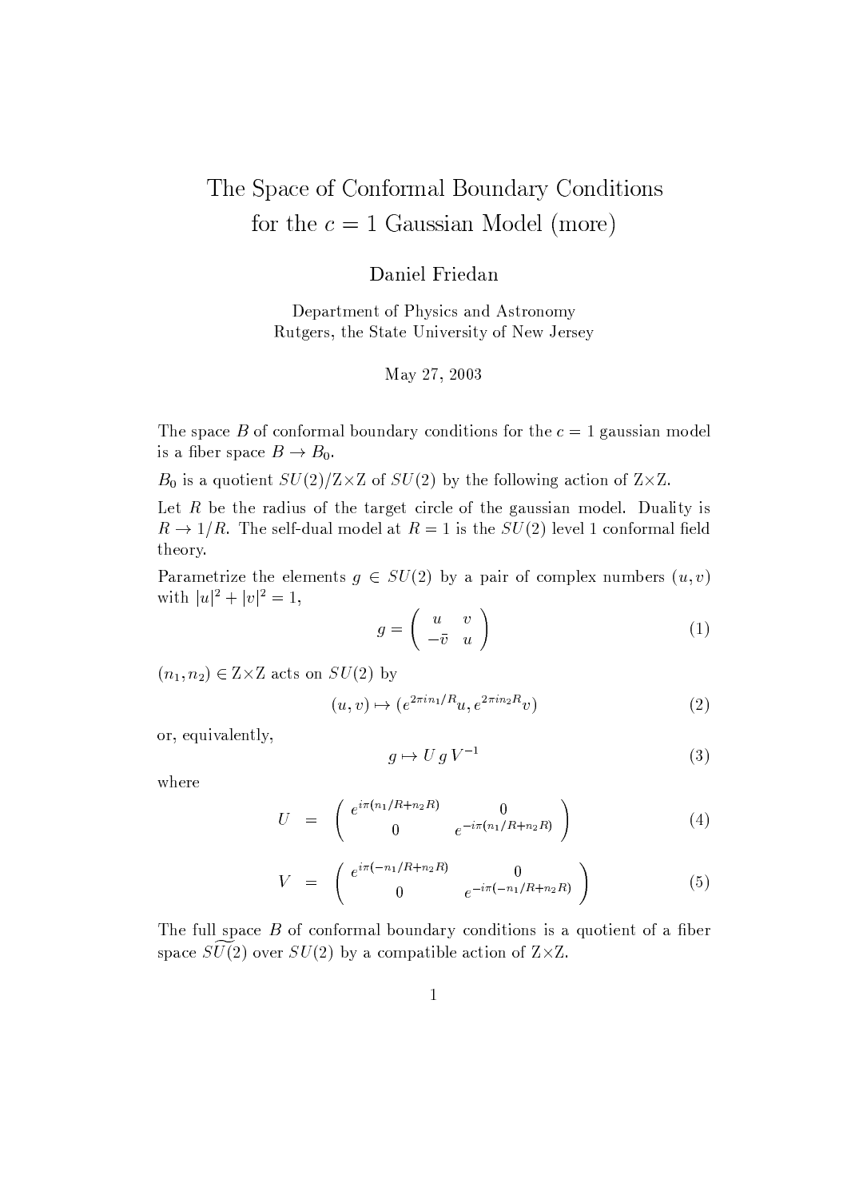# The Space of Conformal Boundary Conditions for the $c = 1$ Gaussian Model (more)

Daniel Friedan

Department of Physics and Astronomy
Rutgers, the State University of New Jersey

May 27, 2003

The space $B$ of conformal boundary conditions for the $c = 1$ gaussian model is a fiber space $B \to B_0$.

$B_0$ is a quotient $SU(2)/\mathrm{Z}{\times}\mathrm{Z}$ of $SU(2)$ by the following action of $\mathrm{Z}{\times}\mathrm{Z}$.

Let $R$ be the radius of the target circle of the gaussian model. Duality is $R \to 1/R$. The self-dual model at $R = 1$ is the $SU(2)$ level 1 conformal field theory.

Parametrize the elements $g \in SU(2)$ by a pair of complex numbers $(u, v)$ with $|u|^2 + |v|^2 = 1$,

$$g = \begin{pmatrix} u & v \\ -\bar{v} & u \end{pmatrix} \tag{1}$$

$(n_1, n_2) \in \mathrm{Z}{\times}\mathrm{Z}$ acts on $SU(2)$ by

$$(u, v) \mapsto (e^{2\pi i n_1/R} u, e^{2\pi i n_2 R} v) \tag{2}$$

or, equivalently,

$$g \mapsto U\, g\, V^{-1} \tag{3}$$

where

$$U = \begin{pmatrix} e^{i\pi(n_1/R + n_2 R)} & 0 \\ 0 & e^{-i\pi(n_1/R + n_2 R)} \end{pmatrix} \tag{4}$$

$$V = \begin{pmatrix} e^{i\pi(-n_1/R + n_2 R)} & 0 \\ 0 & e^{-i\pi(-n_1/R + n_2 R)} \end{pmatrix} \tag{5}$$

The full space $B$ of conformal boundary conditions is a quotient of a fiber space $\widetilde{SU(2)}$ over $SU(2)$ by a compatible action of $\mathrm{Z}{\times}\mathrm{Z}$.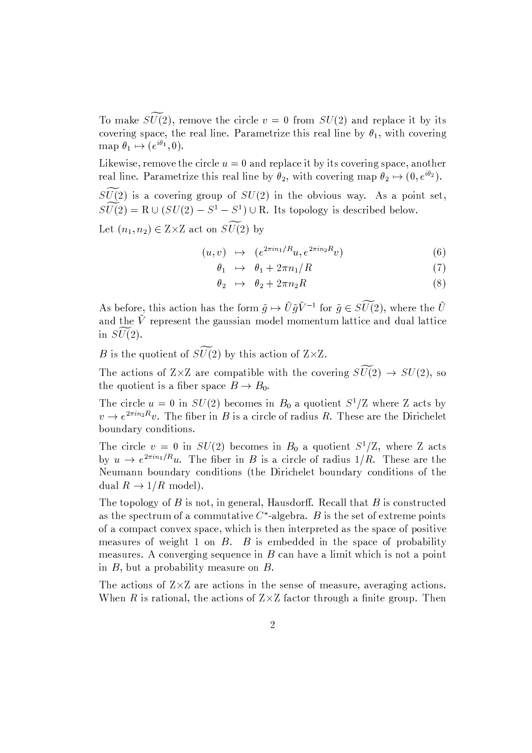To make $\widetilde{SU}(2)$, remove the circle $v = 0$ from $SU(2)$ and replace it by its covering space, the real line. Parametrize this real line by $\theta_1$, with covering map $\theta_1 \mapsto (e^{i\theta_1}, 0)$.

Likewise, remove the circle $u = 0$ and replace it by its covering space, another real line. Parametrize this real line by $\theta_2$, with covering map $\theta_2 \mapsto (0, e^{i\theta_2})$.

$\widetilde{SU}(2)$ is a covering group of $SU(2)$ in the obvious way. As a point set, $\widetilde{SU}(2) = \mathrm{R} \cup (SU(2) - S^1 - S^1) \cup \mathrm{R}$. Its topology is described below.

Let $(n_1, n_2) \in \mathrm{Z}\times\mathrm{Z}$ act on $\widetilde{SU}(2)$ by

$$(u, v) \mapsto (e^{2\pi i n_1/R} u, e^{2\pi i n_2 R} v) \tag{6}$$

$$\theta_1 \mapsto \theta_1 + 2\pi n_1/R \tag{7}$$

$$\theta_2 \mapsto \theta_2 + 2\pi n_2 R \tag{8}$$

As before, this action has the form $\tilde{g} \mapsto \tilde{U}\tilde{g}\tilde{V}^{-1}$ for $\tilde{g} \in \widetilde{SU}(2)$, where the $\tilde{U}$ and the $\tilde{V}$ represent the gaussian model momentum lattice and dual lattice in $\widetilde{SU}(2)$.

$B$ is the quotient of $\widetilde{SU}(2)$ by this action of $\mathrm{Z}\times\mathrm{Z}$.

The actions of $\mathrm{Z}\times\mathrm{Z}$ are compatible with the covering $\widetilde{SU}(2) \to SU(2)$, so the quotient is a fiber space $B \to B_0$.

The circle $u = 0$ in $SU(2)$ becomes in $B_0$ a quotient $S^1/\mathrm{Z}$ where Z acts by $v \to e^{2\pi i n_2 R} v$. The fiber in $B$ is a circle of radius $R$. These are the Dirichelet boundary conditions.

The circle $v = 0$ in $SU(2)$ becomes in $B_0$ a quotient $S^1/\mathrm{Z}$, where Z acts by $u \to e^{2\pi i n_1/R} u$. The fiber in $B$ is a circle of radius $1/R$. These are the Neumann boundary conditions (the Dirichelet boundary conditions of the dual $R \to 1/R$ model).

The topology of $B$ is not, in general, Hausdorff. Recall that $B$ is constructed as the spectrum of a commutative $C^*$-algebra. $B$ is the set of extreme points of a compact convex space, which is then interpreted as the space of positive measures of weight 1 on $B$. $B$ is embedded in the space of probability measures. A converging sequence in $B$ can have a limit which is not a point in $B$, but a probability measure on $B$.

The actions of $\mathrm{Z}\times\mathrm{Z}$ are actions in the sense of measure, averaging actions. When $R$ is rational, the actions of $\mathrm{Z}\times\mathrm{Z}$ factor through a finite group. Then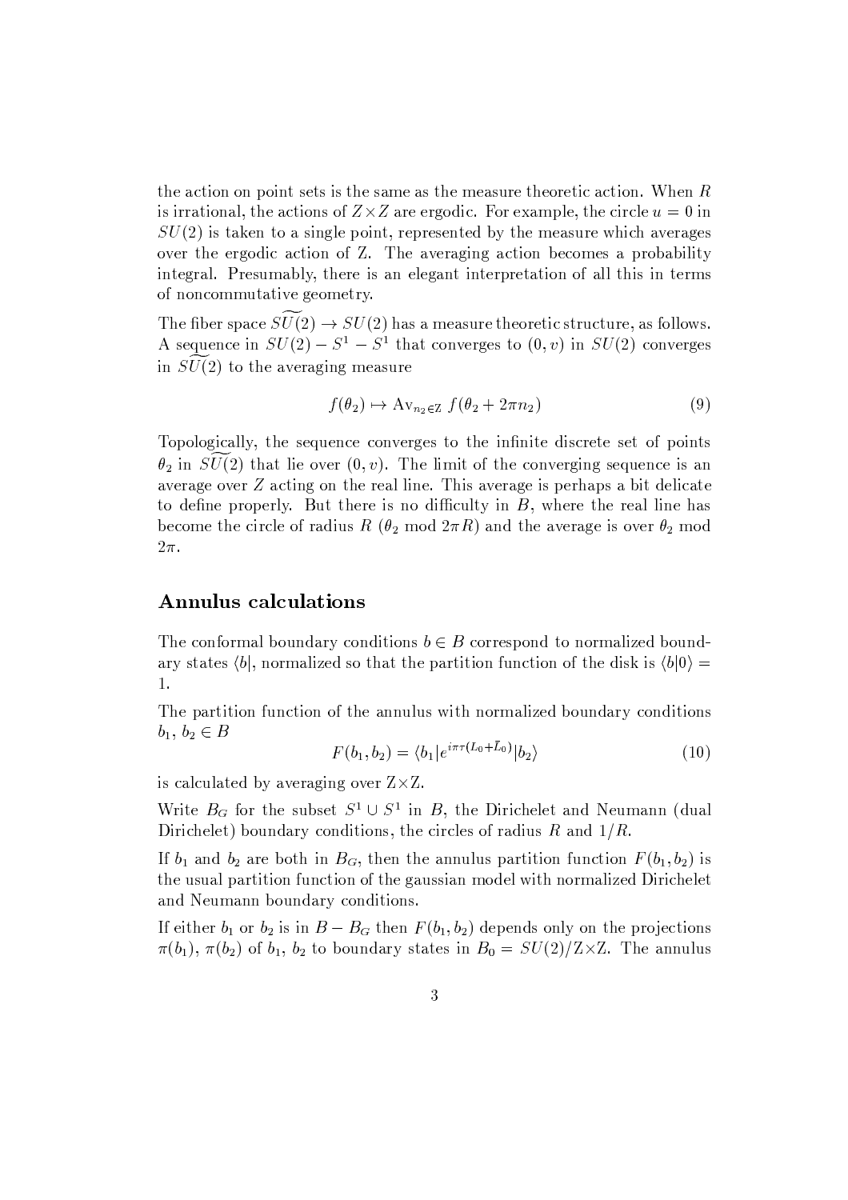the action on point sets is the same as the measure theoretic action. When $R$ is irrational, the actions of $Z\times Z$ are ergodic. For example, the circle $u=0$ in $SU(2)$ is taken to a single point, represented by the measure which averages over the ergodic action of Z. The averaging action becomes a probability integral. Presumably, there is an elegant interpretation of all this in terms of noncommutative geometry.

The fiber space $\widetilde{SU}(2) \rightarrow SU(2)$ has a measure theoretic structure, as follows. A sequence in $SU(2) - S^1 - S^1$ that converges to $(0,v)$ in $SU(2)$ converges in $\widetilde{SU}(2)$ to the averaging measure

$$f(\theta_2) \mapsto \mathrm{Av}_{n_2\in \mathrm{Z}}\, f(\theta_2 + 2\pi n_2) \tag{9}$$

Topologically, the sequence converges to the infinite discrete set of points $\theta_2$ in $\widetilde{SU}(2)$ that lie over $(0,v)$. The limit of the converging sequence is an average over $Z$ acting on the real line. This average is perhaps a bit delicate to define properly. But there is no difficulty in $B$, where the real line has become the circle of radius $R$ ($\theta_2 \bmod 2\pi R$) and the average is over $\theta_2 \bmod 2\pi$.

## Annulus calculations

The conformal boundary conditions $b\in B$ correspond to normalized boundary states $\langle b|$, normalized so that the partition function of the disk is $\langle b|0\rangle = 1$.

The partition function of the annulus with normalized boundary conditions $b_1$, $b_2 \in B$

$$F(b_1,b_2) = \langle b_1| e^{i\pi\tau(L_0+\bar{L}_0)}|b_2\rangle \tag{10}$$

is calculated by averaging over $\mathrm{Z}\times\mathrm{Z}$.

Write $B_G$ for the subset $S^1\cup S^1$ in $B$, the Dirichelet and Neumann (dual Dirichelet) boundary conditions, the circles of radius $R$ and $1/R$.

If $b_1$ and $b_2$ are both in $B_G$, then the annulus partition function $F(b_1,b_2)$ is the usual partition function of the gaussian model with normalized Dirichelet and Neumann boundary conditions.

If either $b_1$ or $b_2$ is in $B - B_G$ then $F(b_1,b_2)$ depends only on the projections $\pi(b_1)$, $\pi(b_2)$ of $b_1$, $b_2$ to boundary states in $B_0 = SU(2)/\mathrm{Z}\times\mathrm{Z}$. The annulus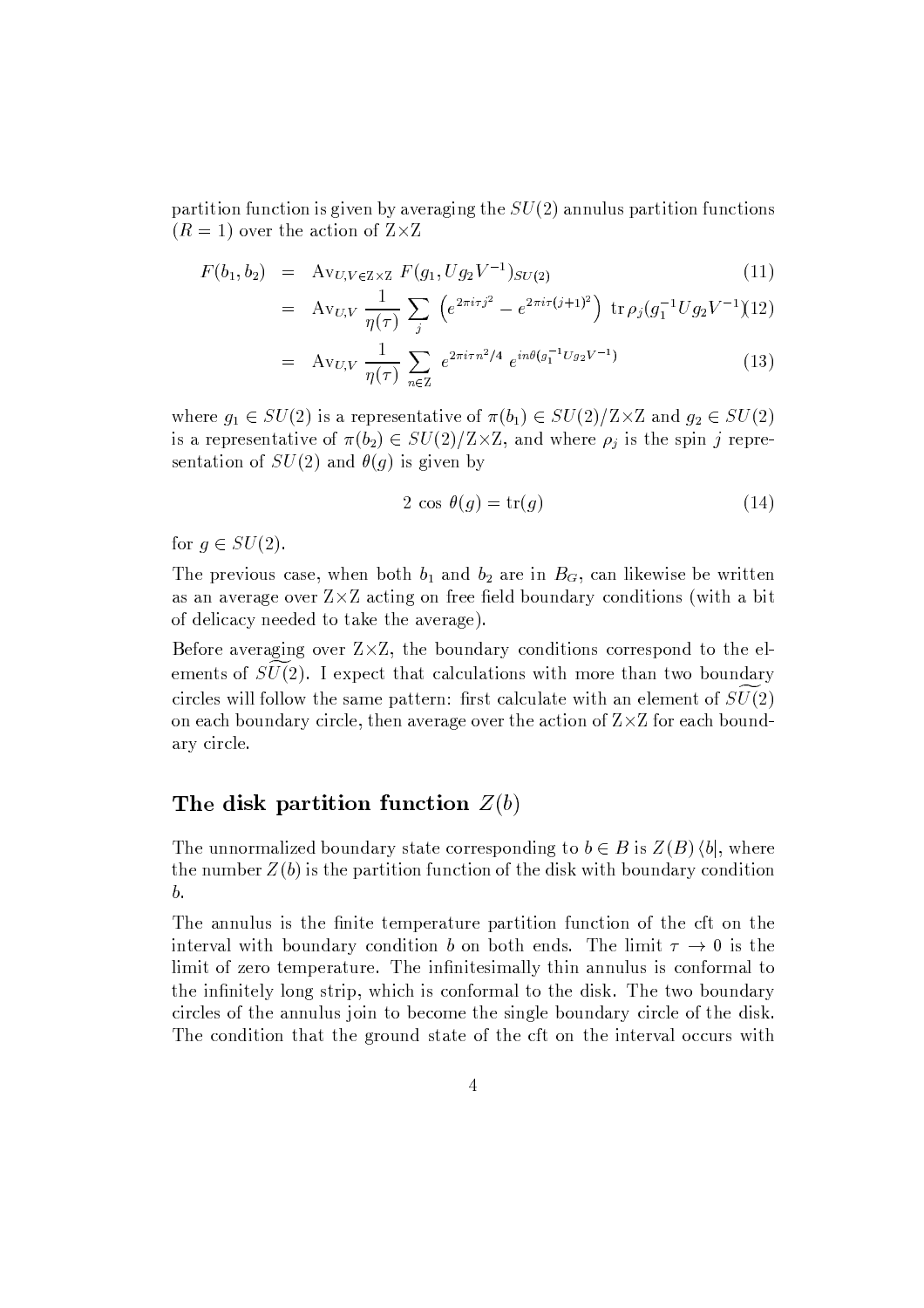partition function is given by averaging the $SU(2)$ annulus partition functions $(R=1)$ over the action of $Z\times Z$

$$F(b_1,b_2) = \mathrm{Av}_{U,V\in Z\times Z}\; F(g_1, U g_2 V^{-1})_{SU(2)} \tag{11}$$

$$= \mathrm{Av}_{U,V}\; \frac{1}{\eta(\tau)} \sum_j \left( e^{2\pi i \tau j^2} - e^{2\pi i \tau (j+1)^2} \right)\; \mathrm{tr}\, \rho_j(g_1^{-1} U g_2 V^{-1}) \tag{12}$$

$$= \mathrm{Av}_{U,V}\; \frac{1}{\eta(\tau)} \sum_{n\in Z} e^{2\pi i\tau n^2/4}\; e^{in\theta(g_1^{-1}Ug_2V^{-1})} \tag{13}$$

where $g_1 \in SU(2)$ is a representative of $\pi(b_1) \in SU(2)/Z\times Z$ and $g_2 \in SU(2)$ is a representative of $\pi(b_2) \in SU(2)/Z\times Z$, and where $\rho_j$ is the spin $j$ representation of $SU(2)$ and $\theta(g)$ is given by

$$2\,\cos\,\theta(g) = \mathrm{tr}(g) \tag{14}$$

for $g \in SU(2)$.

The previous case, when both $b_1$ and $b_2$ are in $B_G$, can likewise be written as an average over $Z\times Z$ acting on free field boundary conditions (with a bit of delicacy needed to take the average).

Before averaging over $Z\times Z$, the boundary conditions correspond to the elements of $\widetilde{SU}(2)$. I expect that calculations with more than two boundary circles will follow the same pattern: first calculate with an element of $\widetilde{SU}(2)$ on each boundary circle, then average over the action of $Z\times Z$ for each boundary circle.

## The disk partition function $Z(b)$

The unnormalized boundary state corresponding to $b \in B$ is $Z(B)\,\langle b|$, where the number $Z(b)$ is the partition function of the disk with boundary condition $b$.

The annulus is the finite temperature partition function of the cft on the interval with boundary condition $b$ on both ends. The limit $\tau \to 0$ is the limit of zero temperature. The infinitesimally thin annulus is conformal to the infinitely long strip, which is conformal to the disk. The two boundary circles of the annulus join to become the single boundary circle of the disk. The condition that the ground state of the cft on the interval occurs with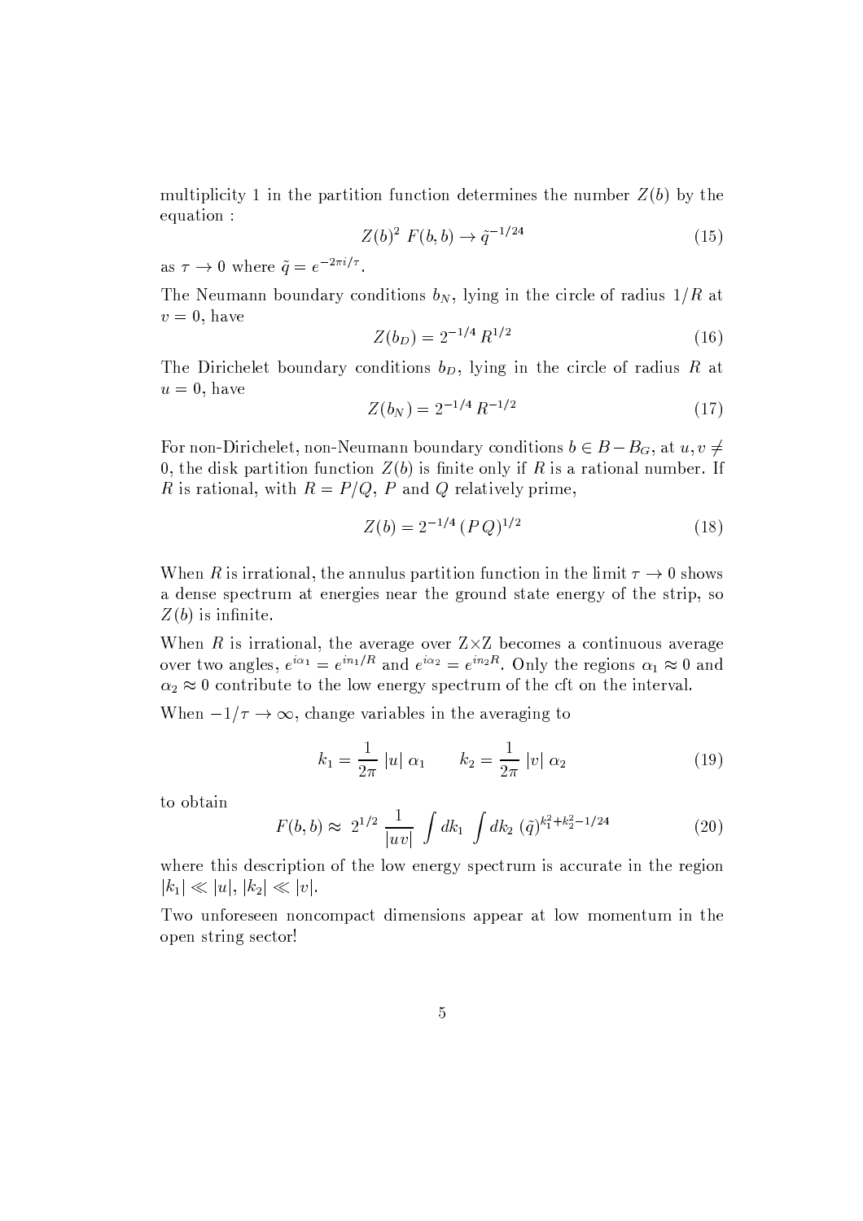multiplicity 1 in the partition function determines the number $Z(b)$ by the equation :

$$Z(b)^2 \; F(b,b) \to \tilde{q}^{-1/24} \tag{15}$$

as $\tau \to 0$ where $\tilde{q} = e^{-2\pi i/\tau}$.

The Neumann boundary conditions $b_N$, lying in the circle of radius $1/R$ at $v=0$, have

$$Z(b_D) = 2^{-1/4} \, R^{1/2} \tag{16}$$

The Dirichelet boundary conditions $b_D$, lying in the circle of radius $R$ at $u=0$, have

$$Z(b_N) = 2^{-1/4} \, R^{-1/2} \tag{17}$$

For non-Dirichelet, non-Neumann boundary conditions $b \in B - B_G$, at $u, v \neq 0$, the disk partition function $Z(b)$ is finite only if $R$ is a rational number. If $R$ is rational, with $R = P/Q$, $P$ and $Q$ relatively prime,

$$Z(b) = 2^{-1/4} \, (P\, Q)^{1/2} \tag{18}$$

When $R$ is irrational, the annulus partition function in the limit $\tau \to 0$ shows a dense spectrum at energies near the ground state energy of the strip, so $Z(b)$ is infinite.

When $R$ is irrational, the average over Z$\times$Z becomes a continuous average over two angles, $e^{i\alpha_1} = e^{in_1/R}$ and $e^{i\alpha_2} = e^{in_2 R}$. Only the regions $\alpha_1 \approx 0$ and $\alpha_2 \approx 0$ contribute to the low energy spectrum of the cft on the interval.

When $-1/\tau \to \infty$, change variables in the averaging to

$$k_1 = \frac{1}{2\pi} \, |u| \, \alpha_1 \qquad k_2 = \frac{1}{2\pi} \, |v| \, \alpha_2 \tag{19}$$

to obtain

$$F(b,b) \approx \; 2^{1/2} \, \frac{1}{|uv|} \, \int dk_1 \, \int dk_2 \; (\tilde{q})^{k_1^2 + k_2^2 - 1/24} \tag{20}$$

where this description of the low energy spectrum is accurate in the region $|k_1| \ll |u|$, $|k_2| \ll |v|$.

Two unforeseen noncompact dimensions appear at low momentum in the open string sector!